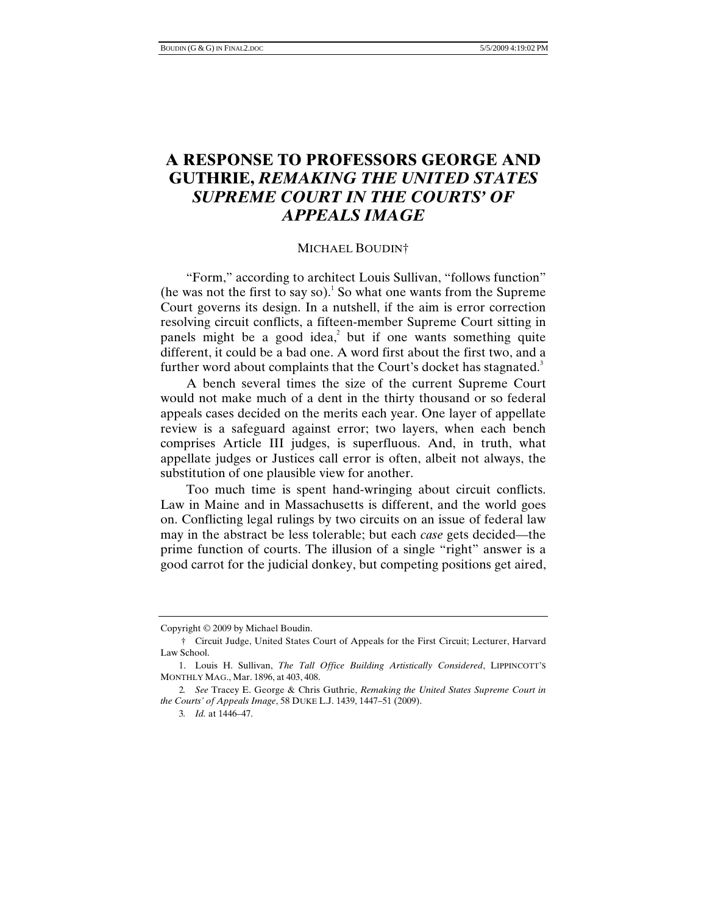# A RESPONSE TO PROFESSORS GEORGE AND GUTHRIE, *REMAKING THE UNITED STATES SUPREME COURT IN THE COURTS' OF APPEALS IMAGE*

MICHAEL BOUDIN†

"Form," according to architect Louis Sullivan, "follows function" (he was not the first to say so).[1] So what one wants from the Supreme Court governs its design. In a nutshell, if the aim is error correction resolving circuit conflicts, a fifteen-member Supreme Court sitting in panels might be a good idea,[2] but if one wants something quite different, it could be a bad one. A word first about the first two, and a further word about complaints that the Court's docket has stagnated.[3]

A bench several times the size of the current Supreme Court would not make much of a dent in the thirty thousand or so federal appeals cases decided on the merits each year. One layer of appellate review is a safeguard against error; two layers, when each bench comprises Article III judges, is superfluous. And, in truth, what appellate judges or Justices call error is often, albeit not always, the substitution of one plausible view for another.

Too much time is spent hand-wringing about circuit conflicts. Law in Maine and in Massachusetts is different, and the world goes on. Conflicting legal rulings by two circuits on an issue of federal law may in the abstract be less tolerable; but each *case* gets decided—the prime function of courts. The illusion of a single "right" answer is a good carrot for the judicial donkey, but competing positions get aired,

---

Copyright © 2009 by Michael Boudin.

† Circuit Judge, United States Court of Appeals for the First Circuit; Lecturer, Harvard Law School.

1. Louis H. Sullivan, *The Tall Office Building Artistically Considered*, LIPPINCOTT'S MONTHLY MAG., Mar. 1896, at 403, 408.

2. *See* Tracey E. George & Chris Guthrie, *Remaking the United States Supreme Court in the Courts' of Appeals Image*, 58 DUKE L.J. 1439, 1447–51 (2009).

3. *Id.* at 1446–47.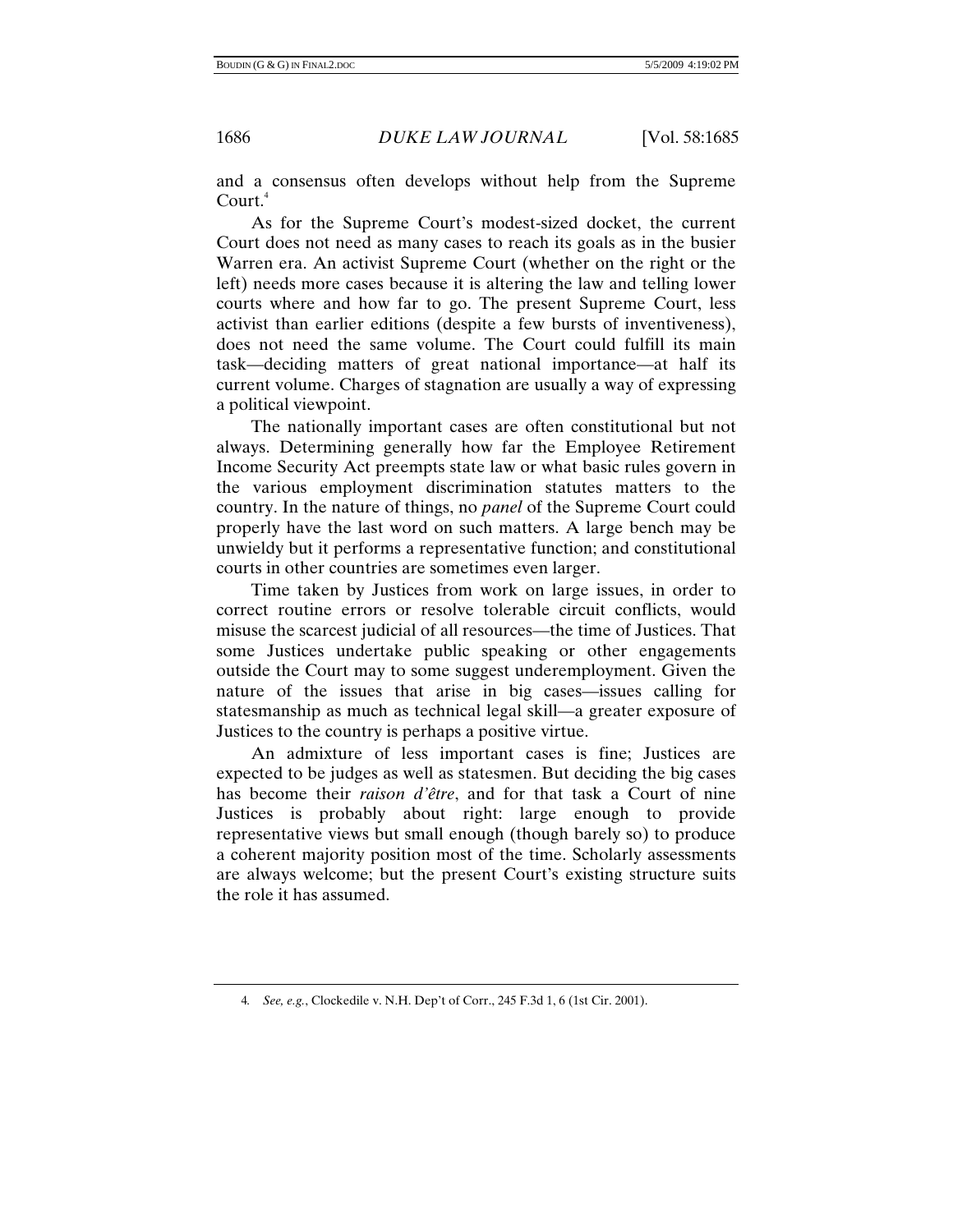and a consensus often develops without help from the Supreme Court.[4]

As for the Supreme Court's modest-sized docket, the current Court does not need as many cases to reach its goals as in the busier Warren era. An activist Supreme Court (whether on the right or the left) needs more cases because it is altering the law and telling lower courts where and how far to go. The present Supreme Court, less activist than earlier editions (despite a few bursts of inventiveness), does not need the same volume. The Court could fulfill its main task—deciding matters of great national importance—at half its current volume. Charges of stagnation are usually a way of expressing a political viewpoint.

The nationally important cases are often constitutional but not always. Determining generally how far the Employee Retirement Income Security Act preempts state law or what basic rules govern in the various employment discrimination statutes matters to the country. In the nature of things, no *panel* of the Supreme Court could properly have the last word on such matters. A large bench may be unwieldy but it performs a representative function; and constitutional courts in other countries are sometimes even larger.

Time taken by Justices from work on large issues, in order to correct routine errors or resolve tolerable circuit conflicts, would misuse the scarcest judicial of all resources—the time of Justices. That some Justices undertake public speaking or other engagements outside the Court may to some suggest underemployment. Given the nature of the issues that arise in big cases—issues calling for statesmanship as much as technical legal skill—a greater exposure of Justices to the country is perhaps a positive virtue.

An admixture of less important cases is fine; Justices are expected to be judges as well as statesmen. But deciding the big cases has become their *raison d'être*, and for that task a Court of nine Justices is probably about right: large enough to provide representative views but small enough (though barely so) to produce a coherent majority position most of the time. Scholarly assessments are always welcome; but the present Court's existing structure suits the role it has assumed.

---

4. *See, e.g.*, Clockedile v. N.H. Dep't of Corr., 245 F.3d 1, 6 (1st Cir. 2001).